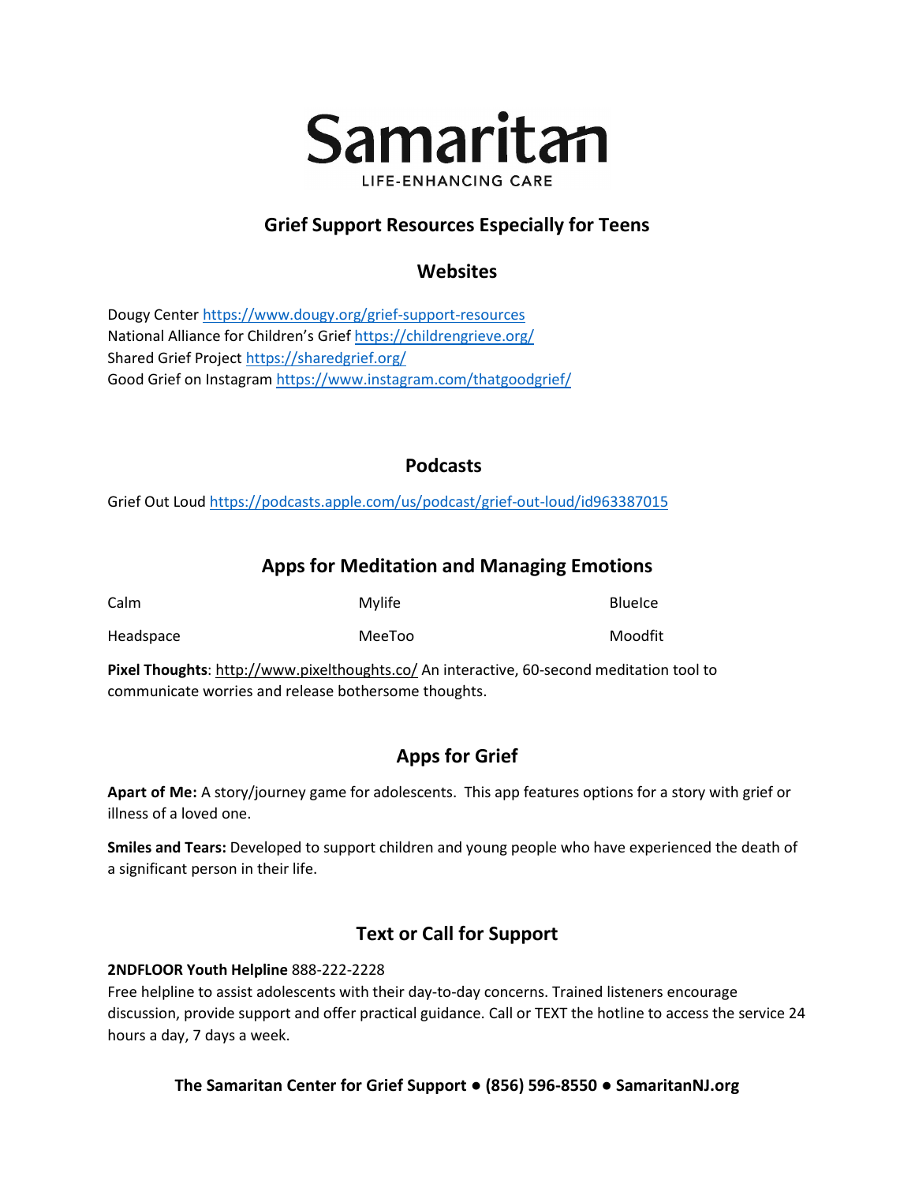# Samaritan

LIFE-ENHANCING CARE

## Grief Support Resources Especially for Teens

### Websites

Dougy Center https://www.dougy.org/grief-support-resources
National Alliance for Children's Grief https://childrengrieve.org/
Shared Grief Project https://sharedgrief.org/
Good Grief on Instagram https://www.instagram.com/thatgoodgrief/

### Podcasts

Grief Out Loud https://podcasts.apple.com/us/podcast/grief-out-loud/id963387015

### Apps for Meditation and Managing Emotions

| | | |
|---|---|---|
| Calm | Mylife | BlueIce |
| Headspace | MeeToo | Moodfit |

**Pixel Thoughts**: http://www.pixelthoughts.co/ An interactive, 60-second meditation tool to communicate worries and release bothersome thoughts.

### Apps for Grief

**Apart of Me:** A story/journey game for adolescents. This app features options for a story with grief or illness of a loved one.

**Smiles and Tears:** Developed to support children and young people who have experienced the death of a significant person in their life.

### Text or Call for Support

**2NDFLOOR Youth Helpline** 888-222-2228
Free helpline to assist adolescents with their day-to-day concerns. Trained listeners encourage discussion, provide support and offer practical guidance. Call or TEXT the hotline to access the service 24 hours a day, 7 days a week.

**The Samaritan Center for Grief Support ● (856) 596-8550 ● SamaritanNJ.org**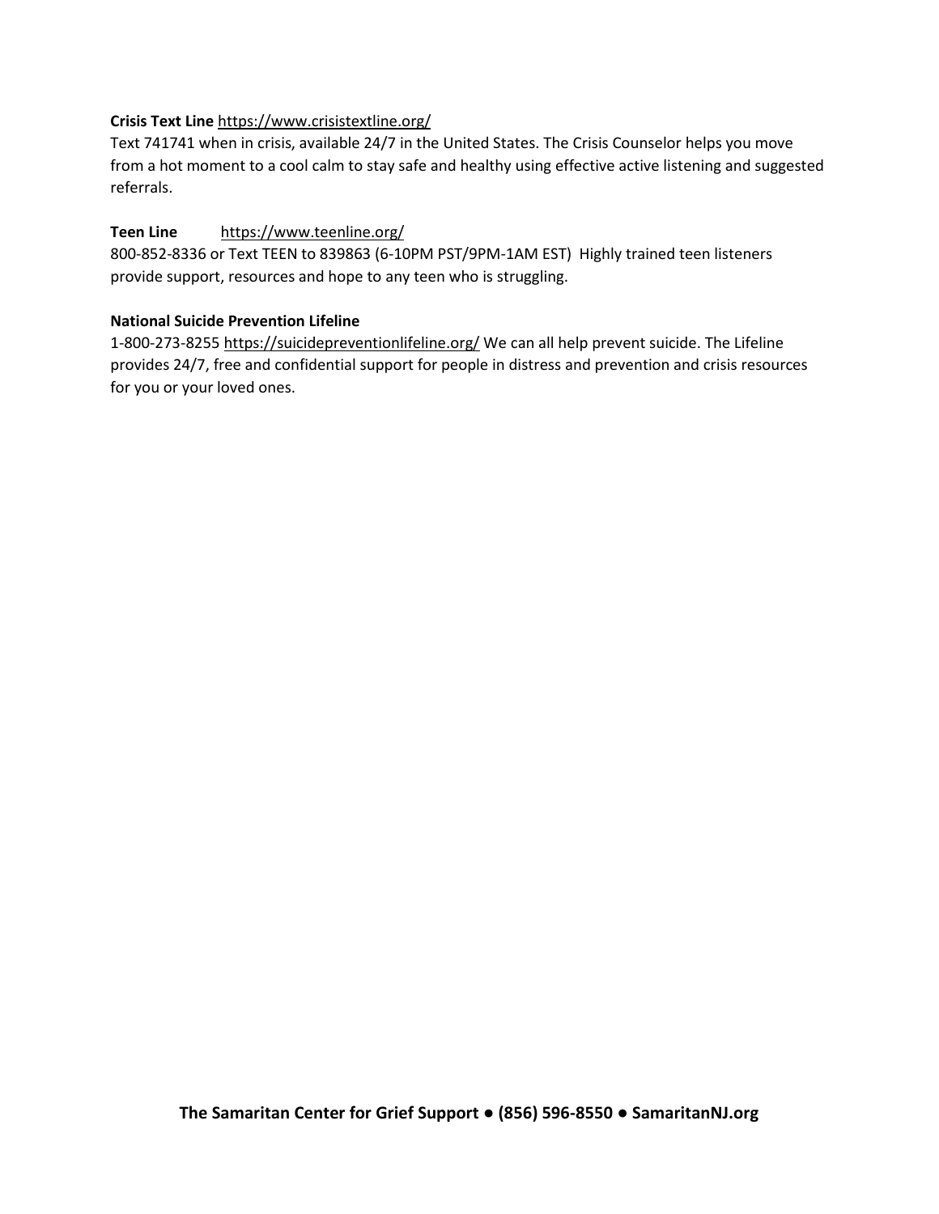**Crisis Text Line** https://www.crisistextline.org/
Text 741741 when in crisis, available 24/7 in the United States. The Crisis Counselor helps you move from a hot moment to a cool calm to stay safe and healthy using effective active listening and suggested referrals.

**Teen Line** https://www.teenline.org/
800-852-8336 or Text TEEN to 839863 (6-10PM PST/9PM-1AM EST) Highly trained teen listeners provide support, resources and hope to any teen who is struggling.

**National Suicide Prevention Lifeline**
1-800-273-8255 https://suicidepreventionlifeline.org/ We can all help prevent suicide. The Lifeline provides 24/7, free and confidential support for people in distress and prevention and crisis resources for you or your loved ones.